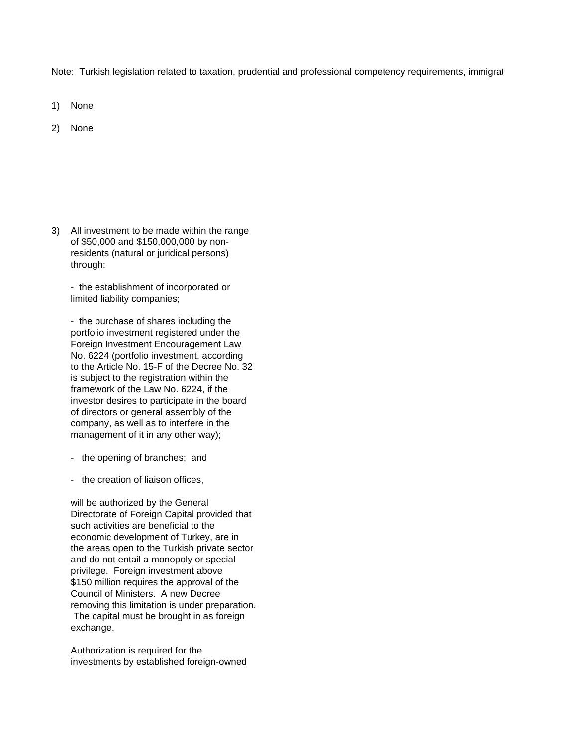Note: Turkish legislation related to taxation, prudential and professional competency requirements, immigrat

1) None

2) None

3) All investment to be made within the range of $50,000 and $150,000,000 by non-residents (natural or juridical persons) through:

   - the establishment of incorporated or limited liability companies;

   - the purchase of shares including the portfolio investment registered under the Foreign Investment Encouragement Law No. 6224 (portfolio investment, according to the Article No. 15-F of the Decree No. 32 is subject to the registration within the framework of the Law No. 6224, if the investor desires to participate in the board of directors or general assembly of the company, as well as to interfere in the management of it in any other way);

   - the opening of branches; and

   - the creation of liaison offices,

   will be authorized by the General Directorate of Foreign Capital provided that such activities are beneficial to the economic development of Turkey, are in the areas open to the Turkish private sector and do not entail a monopoly or special privilege. Foreign investment above $150 million requires the approval of the Council of Ministers. A new Decree removing this limitation is under preparation. The capital must be brought in as foreign exchange.

   Authorization is required for the investments by established foreign-owned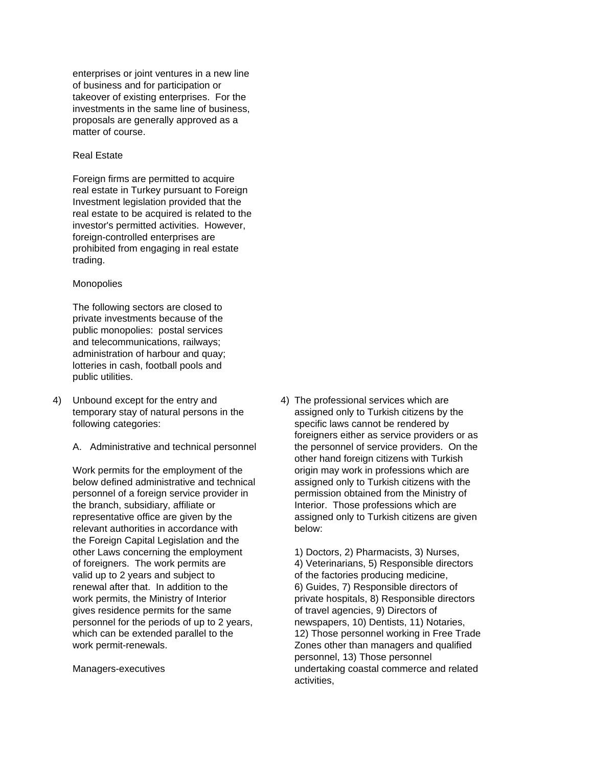enterprises or joint ventures in a new line of business and for participation or takeover of existing enterprises. For the investments in the same line of business, proposals are generally approved as a matter of course.

Real Estate

Foreign firms are permitted to acquire real estate in Turkey pursuant to Foreign Investment legislation provided that the real estate to be acquired is related to the investor's permitted activities. However, foreign-controlled enterprises are prohibited from engaging in real estate trading.

Monopolies

The following sectors are closed to private investments because of the public monopolies: postal services and telecommunications, railways; administration of harbour and quay; lotteries in cash, football pools and public utilities.

4) Unbound except for the entry and temporary stay of natural persons in the following categories:

A. Administrative and technical personnel

Work permits for the employment of the below defined administrative and technical personnel of a foreign service provider in the branch, subsidiary, affiliate or representative office are given by the relevant authorities in accordance with the Foreign Capital Legislation and the other Laws concerning the employment of foreigners. The work permits are valid up to 2 years and subject to renewal after that. In addition to the work permits, the Ministry of Interior gives residence permits for the same personnel for the periods of up to 2 years, which can be extended parallel to the work permit-renewals.

Managers-executives

4) The professional services which are assigned only to Turkish citizens by the specific laws cannot be rendered by foreigners either as service providers or as the personnel of service providers. On the other hand foreign citizens with Turkish origin may work in professions which are assigned only to Turkish citizens with the permission obtained from the Ministry of Interior. Those professions which are assigned only to Turkish citizens are given below:

1) Doctors, 2) Pharmacists, 3) Nurses, 4) Veterinarians, 5) Responsible directors of the factories producing medicine, 6) Guides, 7) Responsible directors of private hospitals, 8) Responsible directors of travel agencies, 9) Directors of newspapers, 10) Dentists, 11) Notaries, 12) Those personnel working in Free Trade Zones other than managers and qualified personnel, 13) Those personnel undertaking coastal commerce and related activities,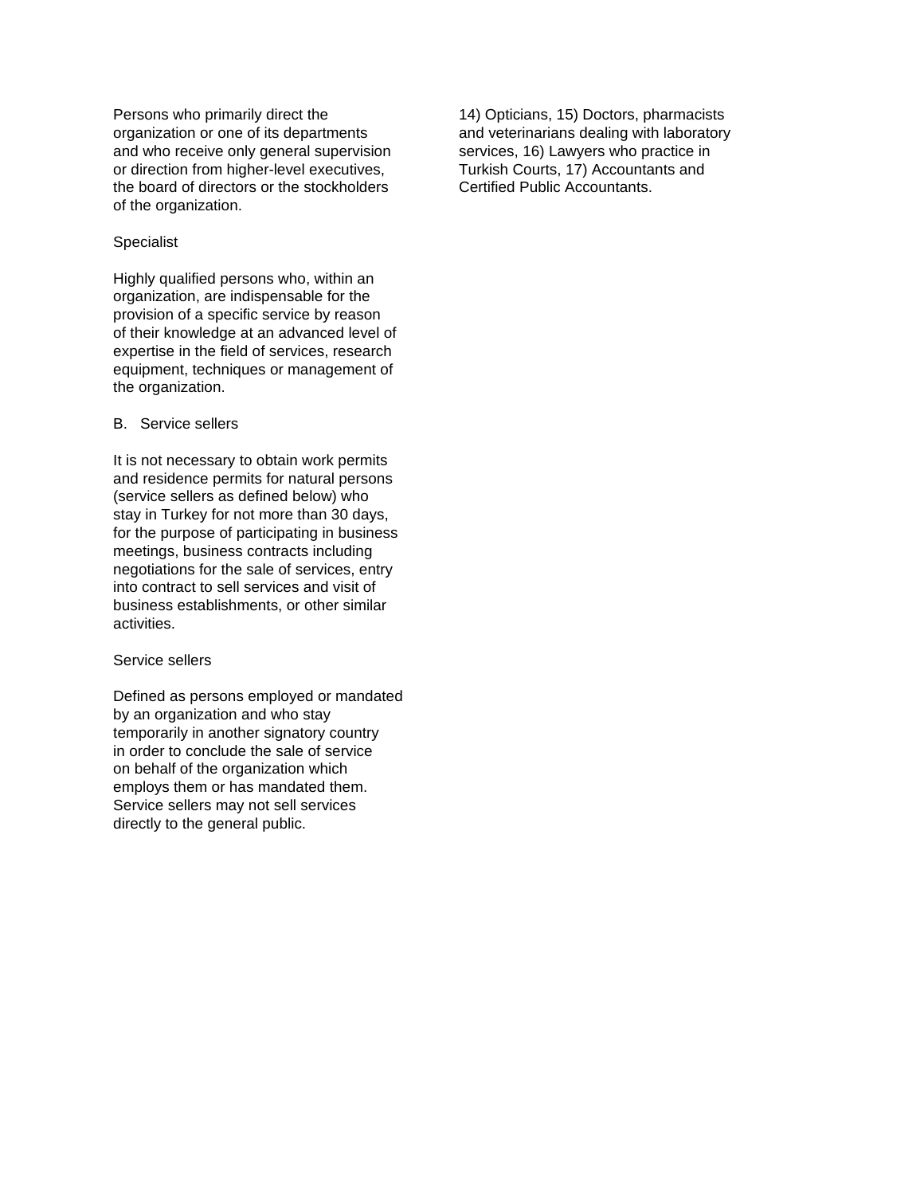Persons who primarily direct the organization or one of its departments and who receive only general supervision or direction from higher-level executives, the board of directors or the stockholders of the organization.

Specialist

Highly qualified persons who, within an organization, are indispensable for the provision of a specific service by reason of their knowledge at an advanced level of expertise in the field of services, research equipment, techniques or management of the organization.

B. Service sellers

It is not necessary to obtain work permits and residence permits for natural persons (service sellers as defined below) who stay in Turkey for not more than 30 days, for the purpose of participating in business meetings, business contracts including negotiations for the sale of services, entry into contract to sell services and visit of business establishments, or other similar activities.

Service sellers

Defined as persons employed or mandated by an organization and who stay temporarily in another signatory country in order to conclude the sale of service on behalf of the organization which employs them or has mandated them. Service sellers may not sell services directly to the general public.

14) Opticians, 15) Doctors, pharmacists and veterinarians dealing with laboratory services, 16) Lawyers who practice in Turkish Courts, 17) Accountants and Certified Public Accountants.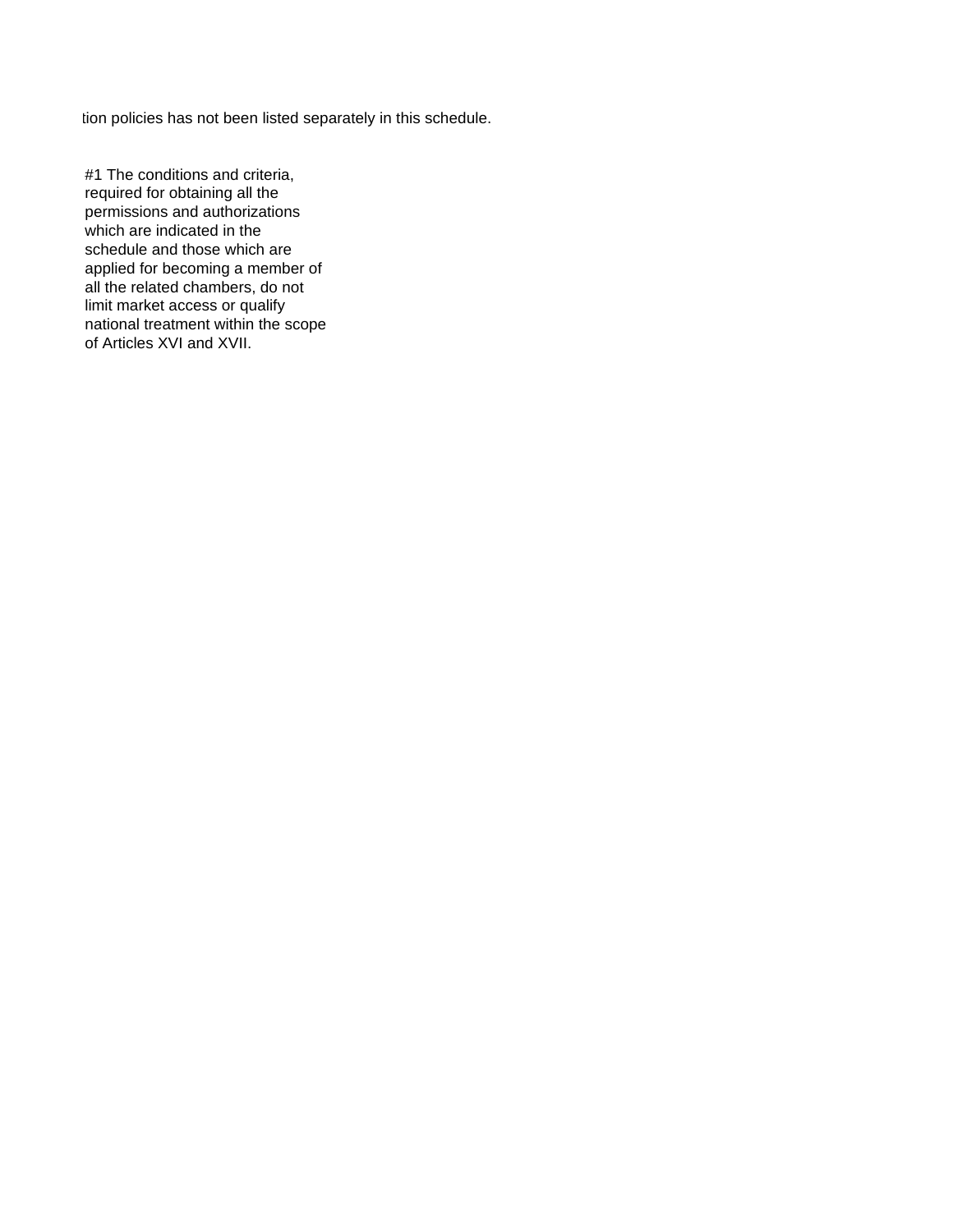tion policies has not been listed separately in this schedule.

#1 The conditions and criteria, required for obtaining all the permissions and authorizations which are indicated in the schedule and those which are applied for becoming a member of all the related chambers, do not limit market access or qualify national treatment within the scope of Articles XVI and XVII.